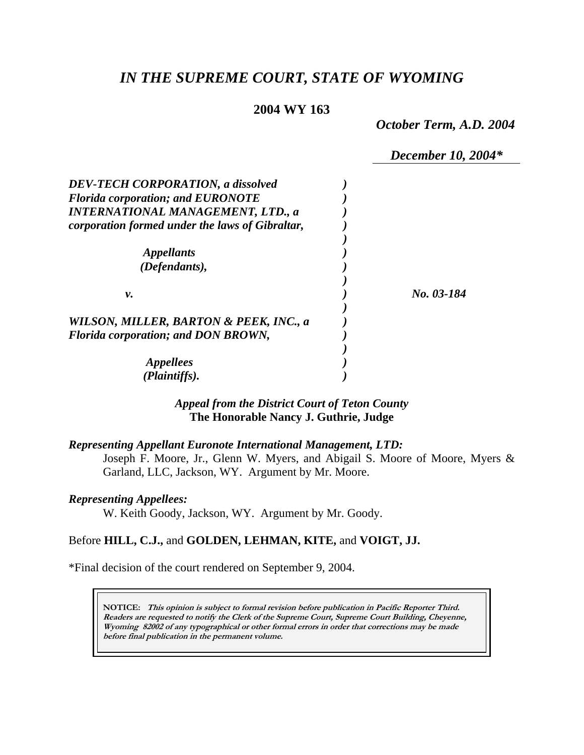# *IN THE SUPREME COURT, STATE OF WYOMING*

**2004 WY 163**

***October Term, A.D. 2004***

***December 10, 2004\****

| | |
|---|---|
| ***DEV-TECH CORPORATION, a dissolved Florida corporation; and EURONOTE INTERNATIONAL MANAGEMENT, LTD., a corporation formed under the laws of Gibraltar,*** | |
| ***Appellants (Defendants),*** | |
| ***v.*** | ***No. 03-184*** |
| ***WILSON, MILLER, BARTON & PEEK, INC., a Florida corporation; and DON BROWN,*** | |
| ***Appellees (Plaintiffs).*** | |

***Appeal from the District Court of Teton County***
**The Honorable Nancy J. Guthrie, Judge**

***Representing Appellant Euronote International Management, LTD:***
Joseph F. Moore, Jr., Glenn W. Myers, and Abigail S. Moore of Moore, Myers & Garland, LLC, Jackson, WY. Argument by Mr. Moore.

***Representing Appellees:***
W. Keith Goody, Jackson, WY. Argument by Mr. Goody.

Before **HILL, C.J.,** and **GOLDEN, LEHMAN, KITE,** and **VOIGT, JJ.**

\*Final decision of the court rendered on September 9, 2004.

> **NOTICE:** ***This opinion is subject to formal revision before publication in Pacific Reporter Third. Readers are requested to notify the Clerk of the Supreme Court, Supreme Court Building, Cheyenne, Wyoming 82002 of any typographical or other formal errors in order that corrections may be made before final publication in the permanent volume.***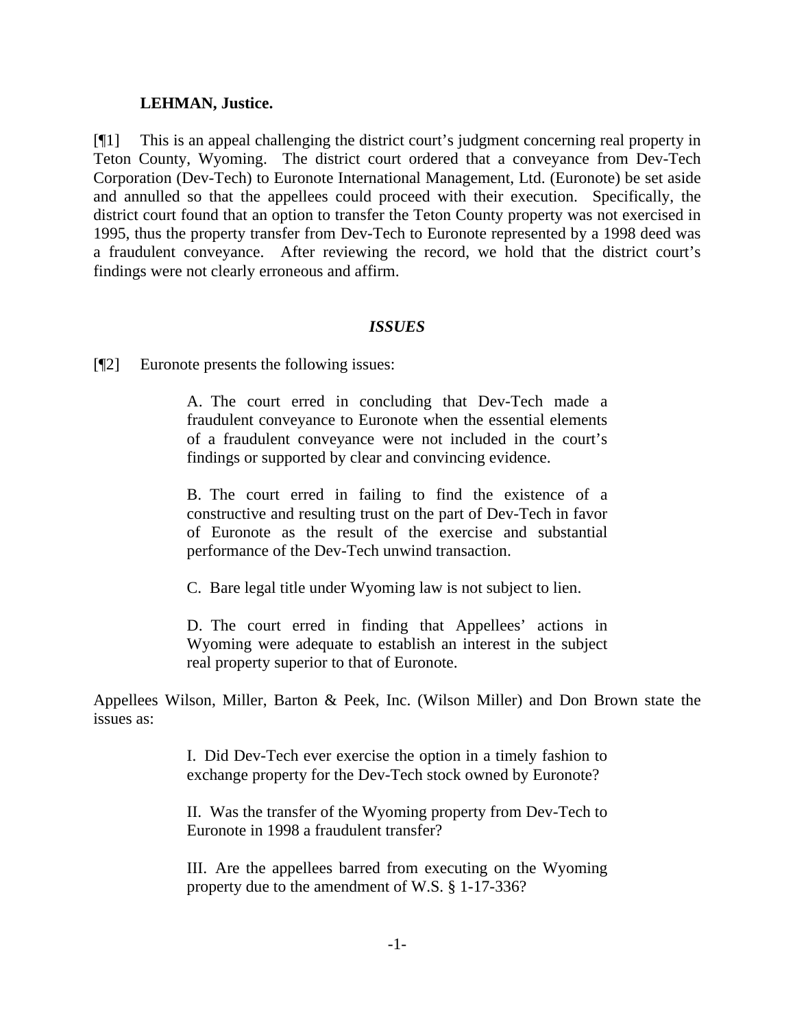**LEHMAN, Justice.**

[¶1] This is an appeal challenging the district court's judgment concerning real property in Teton County, Wyoming. The district court ordered that a conveyance from Dev-Tech Corporation (Dev-Tech) to Euronote International Management, Ltd. (Euronote) be set aside and annulled so that the appellees could proceed with their execution. Specifically, the district court found that an option to transfer the Teton County property was not exercised in 1995, thus the property transfer from Dev-Tech to Euronote represented by a 1998 deed was a fraudulent conveyance. After reviewing the record, we hold that the district court's findings were not clearly erroneous and affirm.

### *ISSUES*

[¶2] Euronote presents the following issues:

> A. The court erred in concluding that Dev-Tech made a fraudulent conveyance to Euronote when the essential elements of a fraudulent conveyance were not included in the court's findings or supported by clear and convincing evidence.
>
> B. The court erred in failing to find the existence of a constructive and resulting trust on the part of Dev-Tech in favor of Euronote as the result of the exercise and substantial performance of the Dev-Tech unwind transaction.
>
> C. Bare legal title under Wyoming law is not subject to lien.
>
> D. The court erred in finding that Appellees' actions in Wyoming were adequate to establish an interest in the subject real property superior to that of Euronote.

Appellees Wilson, Miller, Barton & Peek, Inc. (Wilson Miller) and Don Brown state the issues as:

> I. Did Dev-Tech ever exercise the option in a timely fashion to exchange property for the Dev-Tech stock owned by Euronote?
>
> II. Was the transfer of the Wyoming property from Dev-Tech to Euronote in 1998 a fraudulent transfer?
>
> III. Are the appellees barred from executing on the Wyoming property due to the amendment of W.S. § 1-17-336?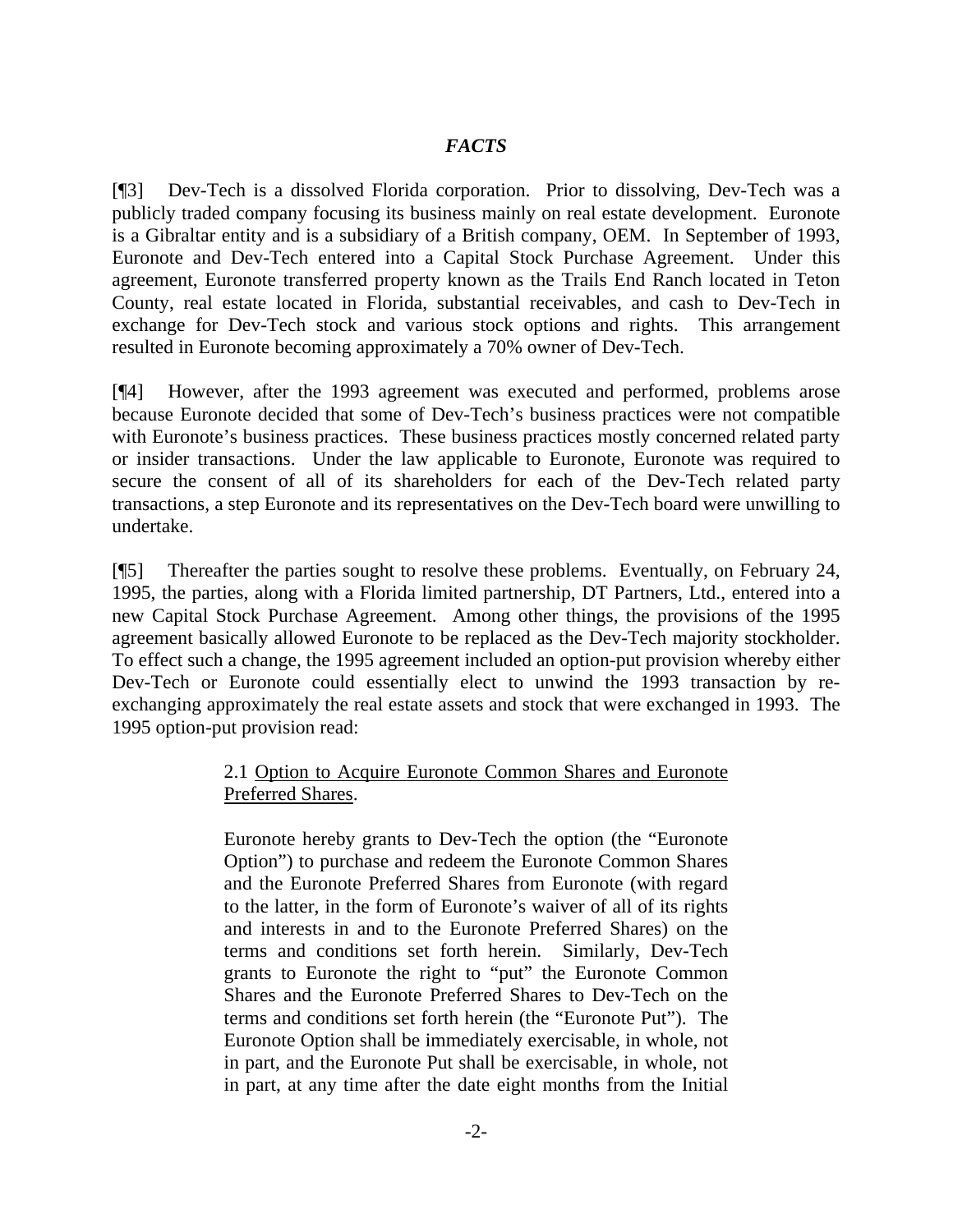### *FACTS*

[¶3] Dev-Tech is a dissolved Florida corporation. Prior to dissolving, Dev-Tech was a publicly traded company focusing its business mainly on real estate development. Euronote is a Gibraltar entity and is a subsidiary of a British company, OEM. In September of 1993, Euronote and Dev-Tech entered into a Capital Stock Purchase Agreement. Under this agreement, Euronote transferred property known as the Trails End Ranch located in Teton County, real estate located in Florida, substantial receivables, and cash to Dev-Tech in exchange for Dev-Tech stock and various stock options and rights. This arrangement resulted in Euronote becoming approximately a 70% owner of Dev-Tech.

[¶4] However, after the 1993 agreement was executed and performed, problems arose because Euronote decided that some of Dev-Tech's business practices were not compatible with Euronote's business practices. These business practices mostly concerned related party or insider transactions. Under the law applicable to Euronote, Euronote was required to secure the consent of all of its shareholders for each of the Dev-Tech related party transactions, a step Euronote and its representatives on the Dev-Tech board were unwilling to undertake.

[¶5] Thereafter the parties sought to resolve these problems. Eventually, on February 24, 1995, the parties, along with a Florida limited partnership, DT Partners, Ltd., entered into a new Capital Stock Purchase Agreement. Among other things, the provisions of the 1995 agreement basically allowed Euronote to be replaced as the Dev-Tech majority stockholder. To effect such a change, the 1995 agreement included an option-put provision whereby either Dev-Tech or Euronote could essentially elect to unwind the 1993 transaction by re-exchanging approximately the real estate assets and stock that were exchanged in 1993. The 1995 option-put provision read:

> 2.1 Option to Acquire Euronote Common Shares and Euronote Preferred Shares.
>
> Euronote hereby grants to Dev-Tech the option (the "Euronote Option") to purchase and redeem the Euronote Common Shares and the Euronote Preferred Shares from Euronote (with regard to the latter, in the form of Euronote's waiver of all of its rights and interests in and to the Euronote Preferred Shares) on the terms and conditions set forth herein. Similarly, Dev-Tech grants to Euronote the right to "put" the Euronote Common Shares and the Euronote Preferred Shares to Dev-Tech on the terms and conditions set forth herein (the "Euronote Put"). The Euronote Option shall be immediately exercisable, in whole, not in part, and the Euronote Put shall be exercisable, in whole, not in part, at any time after the date eight months from the Initial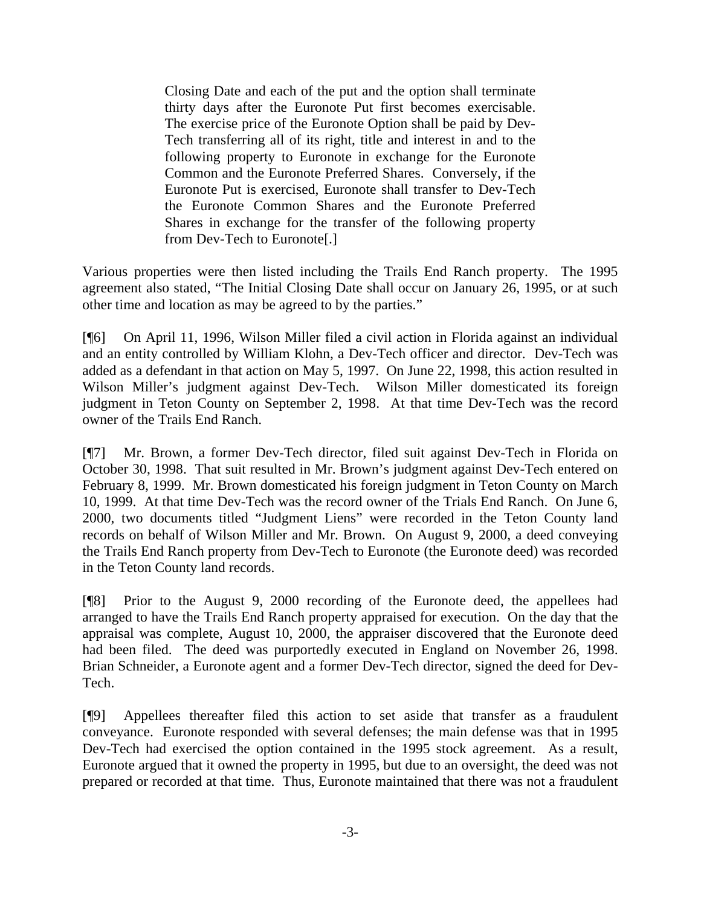> Closing Date and each of the put and the option shall terminate thirty days after the Euronote Put first becomes exercisable. The exercise price of the Euronote Option shall be paid by Dev-Tech transferring all of its right, title and interest in and to the following property to Euronote in exchange for the Euronote Common and the Euronote Preferred Shares. Conversely, if the Euronote Put is exercised, Euronote shall transfer to Dev-Tech the Euronote Common Shares and the Euronote Preferred Shares in exchange for the transfer of the following property from Dev-Tech to Euronote[.]

Various properties were then listed including the Trails End Ranch property. The 1995 agreement also stated, "The Initial Closing Date shall occur on January 26, 1995, or at such other time and location as may be agreed to by the parties."

[¶6] On April 11, 1996, Wilson Miller filed a civil action in Florida against an individual and an entity controlled by William Klohn, a Dev-Tech officer and director. Dev-Tech was added as a defendant in that action on May 5, 1997. On June 22, 1998, this action resulted in Wilson Miller's judgment against Dev-Tech. Wilson Miller domesticated its foreign judgment in Teton County on September 2, 1998. At that time Dev-Tech was the record owner of the Trails End Ranch.

[¶7] Mr. Brown, a former Dev-Tech director, filed suit against Dev-Tech in Florida on October 30, 1998. That suit resulted in Mr. Brown's judgment against Dev-Tech entered on February 8, 1999. Mr. Brown domesticated his foreign judgment in Teton County on March 10, 1999. At that time Dev-Tech was the record owner of the Trials End Ranch. On June 6, 2000, two documents titled "Judgment Liens" were recorded in the Teton County land records on behalf of Wilson Miller and Mr. Brown. On August 9, 2000, a deed conveying the Trails End Ranch property from Dev-Tech to Euronote (the Euronote deed) was recorded in the Teton County land records.

[¶8] Prior to the August 9, 2000 recording of the Euronote deed, the appellees had arranged to have the Trails End Ranch property appraised for execution. On the day that the appraisal was complete, August 10, 2000, the appraiser discovered that the Euronote deed had been filed. The deed was purportedly executed in England on November 26, 1998. Brian Schneider, a Euronote agent and a former Dev-Tech director, signed the deed for Dev-Tech.

[¶9] Appellees thereafter filed this action to set aside that transfer as a fraudulent conveyance. Euronote responded with several defenses; the main defense was that in 1995 Dev-Tech had exercised the option contained in the 1995 stock agreement. As a result, Euronote argued that it owned the property in 1995, but due to an oversight, the deed was not prepared or recorded at that time. Thus, Euronote maintained that there was not a fraudulent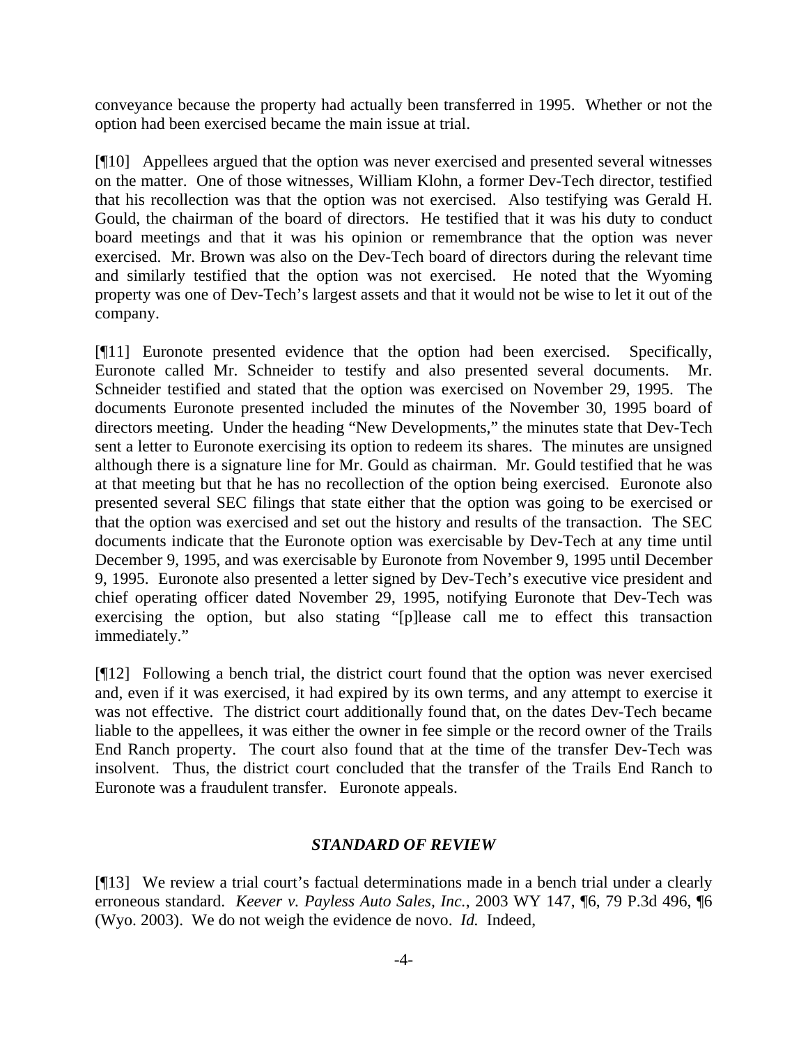conveyance because the property had actually been transferred in 1995. Whether or not the option had been exercised became the main issue at trial.

[¶10] Appellees argued that the option was never exercised and presented several witnesses on the matter. One of those witnesses, William Klohn, a former Dev-Tech director, testified that his recollection was that the option was not exercised. Also testifying was Gerald H. Gould, the chairman of the board of directors. He testified that it was his duty to conduct board meetings and that it was his opinion or remembrance that the option was never exercised. Mr. Brown was also on the Dev-Tech board of directors during the relevant time and similarly testified that the option was not exercised. He noted that the Wyoming property was one of Dev-Tech's largest assets and that it would not be wise to let it out of the company.

[¶11] Euronote presented evidence that the option had been exercised. Specifically, Euronote called Mr. Schneider to testify and also presented several documents. Mr. Schneider testified and stated that the option was exercised on November 29, 1995. The documents Euronote presented included the minutes of the November 30, 1995 board of directors meeting. Under the heading "New Developments," the minutes state that Dev-Tech sent a letter to Euronote exercising its option to redeem its shares. The minutes are unsigned although there is a signature line for Mr. Gould as chairman. Mr. Gould testified that he was at that meeting but that he has no recollection of the option being exercised. Euronote also presented several SEC filings that state either that the option was going to be exercised or that the option was exercised and set out the history and results of the transaction. The SEC documents indicate that the Euronote option was exercisable by Dev-Tech at any time until December 9, 1995, and was exercisable by Euronote from November 9, 1995 until December 9, 1995. Euronote also presented a letter signed by Dev-Tech's executive vice president and chief operating officer dated November 29, 1995, notifying Euronote that Dev-Tech was exercising the option, but also stating "[p]lease call me to effect this transaction immediately."

[¶12] Following a bench trial, the district court found that the option was never exercised and, even if it was exercised, it had expired by its own terms, and any attempt to exercise it was not effective. The district court additionally found that, on the dates Dev-Tech became liable to the appellees, it was either the owner in fee simple or the record owner of the Trails End Ranch property. The court also found that at the time of the transfer Dev-Tech was insolvent. Thus, the district court concluded that the transfer of the Trails End Ranch to Euronote was a fraudulent transfer. Euronote appeals.

## *STANDARD OF REVIEW*

[¶13] We review a trial court's factual determinations made in a bench trial under a clearly erroneous standard. *Keever v. Payless Auto Sales, Inc.*, 2003 WY 147, ¶6, 79 P.3d 496, ¶6 (Wyo. 2003). We do not weigh the evidence de novo. *Id.* Indeed,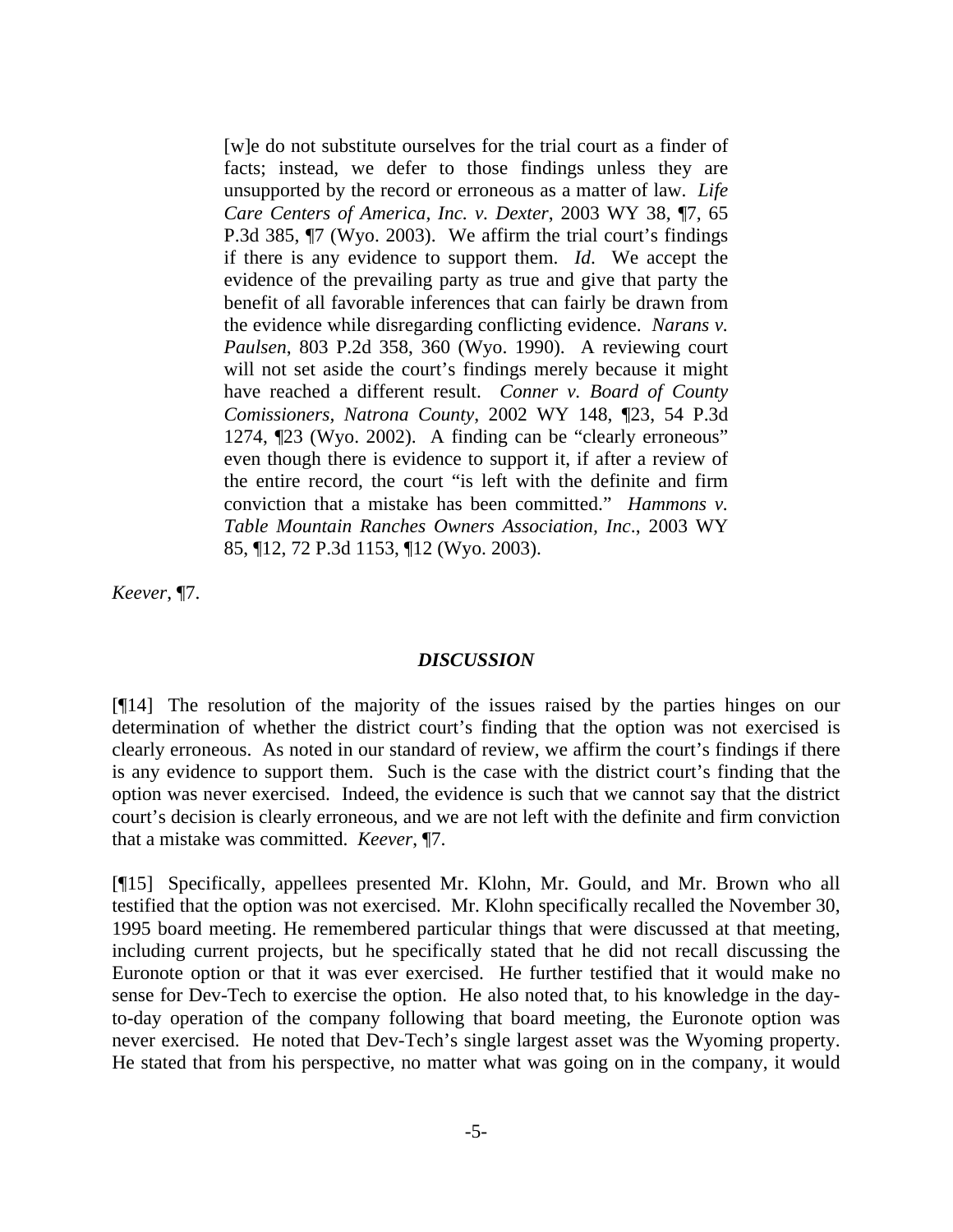> [w]e do not substitute ourselves for the trial court as a finder of facts; instead, we defer to those findings unless they are unsupported by the record or erroneous as a matter of law. *Life Care Centers of America, Inc. v. Dexter*, 2003 WY 38, ¶7, 65 P.3d 385, ¶7 (Wyo. 2003). We affirm the trial court's findings if there is any evidence to support them. *Id*. We accept the evidence of the prevailing party as true and give that party the benefit of all favorable inferences that can fairly be drawn from the evidence while disregarding conflicting evidence. *Narans v. Paulsen*, 803 P.2d 358, 360 (Wyo. 1990). A reviewing court will not set aside the court's findings merely because it might have reached a different result. *Conner v. Board of County Comissioners, Natrona County*, 2002 WY 148, ¶23, 54 P.3d 1274, ¶23 (Wyo. 2002). A finding can be "clearly erroneous" even though there is evidence to support it, if after a review of the entire record, the court "is left with the definite and firm conviction that a mistake has been committed." *Hammons v. Table Mountain Ranches Owners Association, Inc*., 2003 WY 85, ¶12, 72 P.3d 1153, ¶12 (Wyo. 2003).

*Keever*, ¶7.

### *DISCUSSION*

[¶14] The resolution of the majority of the issues raised by the parties hinges on our determination of whether the district court's finding that the option was not exercised is clearly erroneous. As noted in our standard of review, we affirm the court's findings if there is any evidence to support them. Such is the case with the district court's finding that the option was never exercised. Indeed, the evidence is such that we cannot say that the district court's decision is clearly erroneous, and we are not left with the definite and firm conviction that a mistake was committed. *Keever*, ¶7.

[¶15] Specifically, appellees presented Mr. Klohn, Mr. Gould, and Mr. Brown who all testified that the option was not exercised. Mr. Klohn specifically recalled the November 30, 1995 board meeting. He remembered particular things that were discussed at that meeting, including current projects, but he specifically stated that he did not recall discussing the Euronote option or that it was ever exercised. He further testified that it would make no sense for Dev-Tech to exercise the option. He also noted that, to his knowledge in the day-to-day operation of the company following that board meeting, the Euronote option was never exercised. He noted that Dev-Tech's single largest asset was the Wyoming property. He stated that from his perspective, no matter what was going on in the company, it would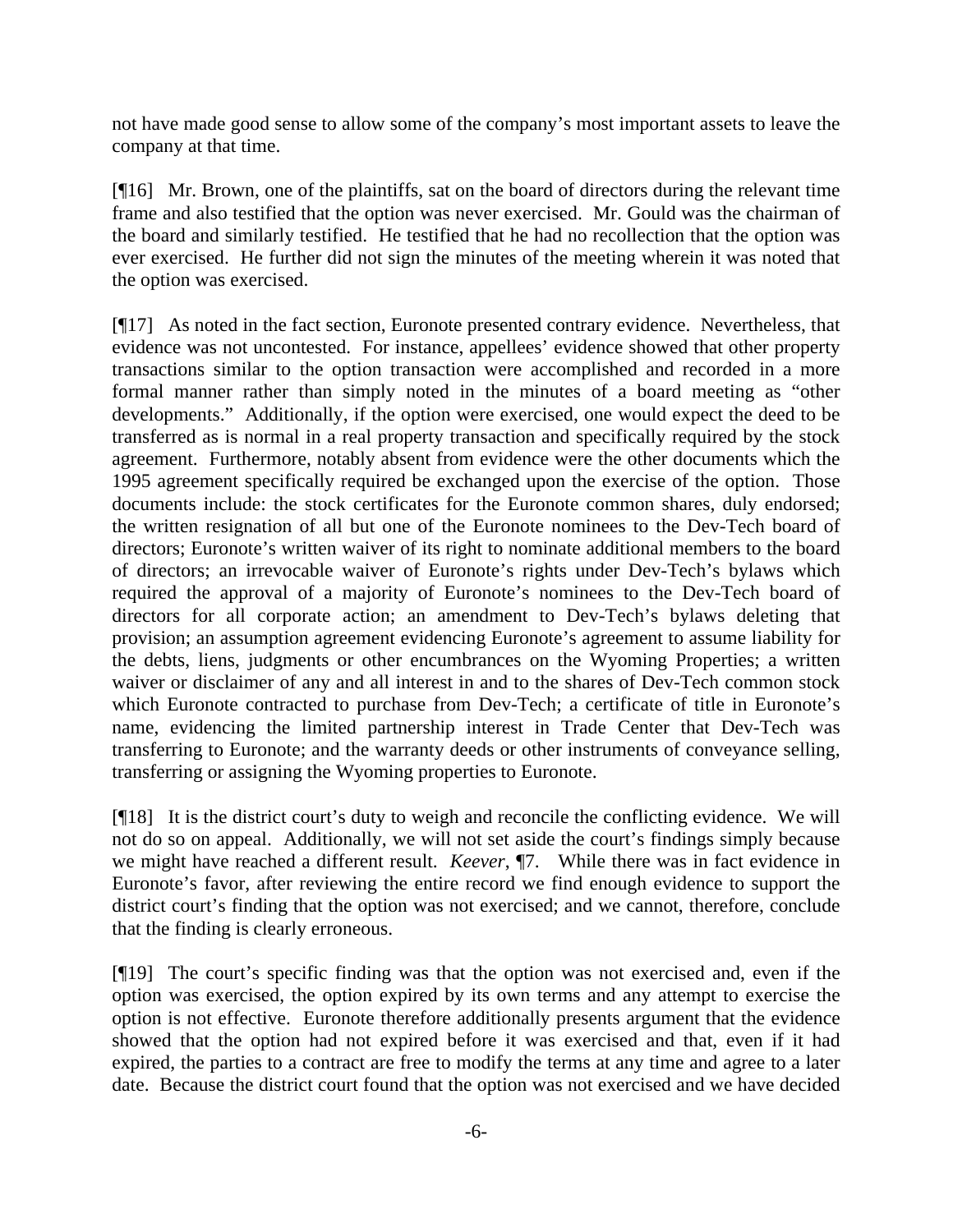not have made good sense to allow some of the company's most important assets to leave the company at that time.

[¶16] Mr. Brown, one of the plaintiffs, sat on the board of directors during the relevant time frame and also testified that the option was never exercised. Mr. Gould was the chairman of the board and similarly testified. He testified that he had no recollection that the option was ever exercised. He further did not sign the minutes of the meeting wherein it was noted that the option was exercised.

[¶17] As noted in the fact section, Euronote presented contrary evidence. Nevertheless, that evidence was not uncontested. For instance, appellees' evidence showed that other property transactions similar to the option transaction were accomplished and recorded in a more formal manner rather than simply noted in the minutes of a board meeting as "other developments." Additionally, if the option were exercised, one would expect the deed to be transferred as is normal in a real property transaction and specifically required by the stock agreement. Furthermore, notably absent from evidence were the other documents which the 1995 agreement specifically required be exchanged upon the exercise of the option. Those documents include: the stock certificates for the Euronote common shares, duly endorsed; the written resignation of all but one of the Euronote nominees to the Dev-Tech board of directors; Euronote's written waiver of its right to nominate additional members to the board of directors; an irrevocable waiver of Euronote's rights under Dev-Tech's bylaws which required the approval of a majority of Euronote's nominees to the Dev-Tech board of directors for all corporate action; an amendment to Dev-Tech's bylaws deleting that provision; an assumption agreement evidencing Euronote's agreement to assume liability for the debts, liens, judgments or other encumbrances on the Wyoming Properties; a written waiver or disclaimer of any and all interest in and to the shares of Dev-Tech common stock which Euronote contracted to purchase from Dev-Tech; a certificate of title in Euronote's name, evidencing the limited partnership interest in Trade Center that Dev-Tech was transferring to Euronote; and the warranty deeds or other instruments of conveyance selling, transferring or assigning the Wyoming properties to Euronote.

[¶18] It is the district court's duty to weigh and reconcile the conflicting evidence. We will not do so on appeal. Additionally, we will not set aside the court's findings simply because we might have reached a different result. *Keever*, ¶7. While there was in fact evidence in Euronote's favor, after reviewing the entire record we find enough evidence to support the district court's finding that the option was not exercised; and we cannot, therefore, conclude that the finding is clearly erroneous.

[¶19] The court's specific finding was that the option was not exercised and, even if the option was exercised, the option expired by its own terms and any attempt to exercise the option is not effective. Euronote therefore additionally presents argument that the evidence showed that the option had not expired before it was exercised and that, even if it had expired, the parties to a contract are free to modify the terms at any time and agree to a later date. Because the district court found that the option was not exercised and we have decided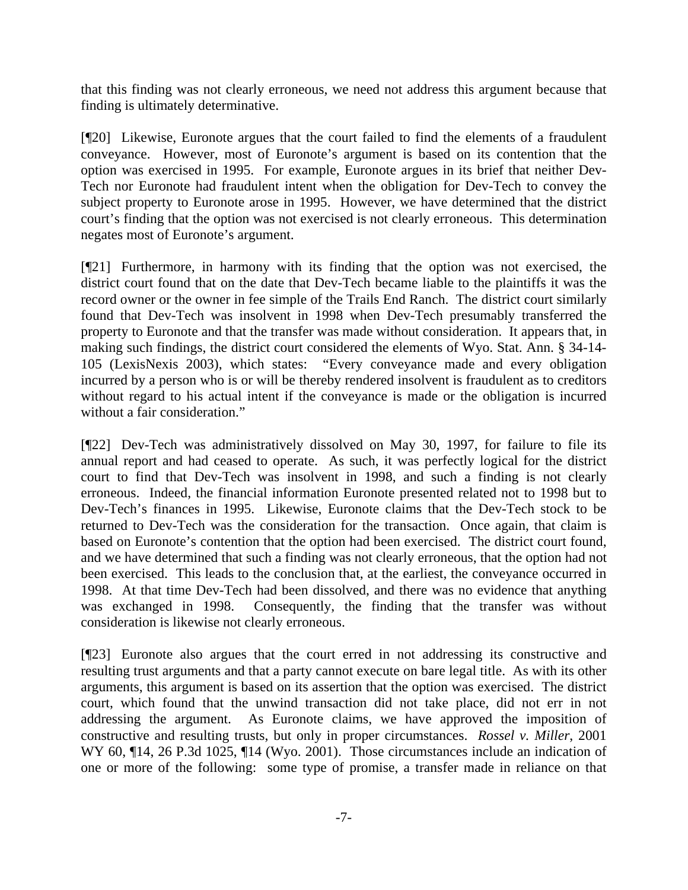that this finding was not clearly erroneous, we need not address this argument because that finding is ultimately determinative.

[¶20] Likewise, Euronote argues that the court failed to find the elements of a fraudulent conveyance. However, most of Euronote's argument is based on its contention that the option was exercised in 1995. For example, Euronote argues in its brief that neither Dev-Tech nor Euronote had fraudulent intent when the obligation for Dev-Tech to convey the subject property to Euronote arose in 1995. However, we have determined that the district court's finding that the option was not exercised is not clearly erroneous. This determination negates most of Euronote's argument.

[¶21] Furthermore, in harmony with its finding that the option was not exercised, the district court found that on the date that Dev-Tech became liable to the plaintiffs it was the record owner or the owner in fee simple of the Trails End Ranch. The district court similarly found that Dev-Tech was insolvent in 1998 when Dev-Tech presumably transferred the property to Euronote and that the transfer was made without consideration. It appears that, in making such findings, the district court considered the elements of Wyo. Stat. Ann. § 34-14-105 (LexisNexis 2003), which states: "Every conveyance made and every obligation incurred by a person who is or will be thereby rendered insolvent is fraudulent as to creditors without regard to his actual intent if the conveyance is made or the obligation is incurred without a fair consideration."

[¶22] Dev-Tech was administratively dissolved on May 30, 1997, for failure to file its annual report and had ceased to operate. As such, it was perfectly logical for the district court to find that Dev-Tech was insolvent in 1998, and such a finding is not clearly erroneous. Indeed, the financial information Euronote presented related not to 1998 but to Dev-Tech's finances in 1995. Likewise, Euronote claims that the Dev-Tech stock to be returned to Dev-Tech was the consideration for the transaction. Once again, that claim is based on Euronote's contention that the option had been exercised. The district court found, and we have determined that such a finding was not clearly erroneous, that the option had not been exercised. This leads to the conclusion that, at the earliest, the conveyance occurred in 1998. At that time Dev-Tech had been dissolved, and there was no evidence that anything was exchanged in 1998. Consequently, the finding that the transfer was without consideration is likewise not clearly erroneous.

[¶23] Euronote also argues that the court erred in not addressing its constructive and resulting trust arguments and that a party cannot execute on bare legal title. As with its other arguments, this argument is based on its assertion that the option was exercised. The district court, which found that the unwind transaction did not take place, did not err in not addressing the argument. As Euronote claims, we have approved the imposition of constructive and resulting trusts, but only in proper circumstances. *Rossel v. Miller*, 2001 WY 60, ¶14, 26 P.3d 1025, ¶14 (Wyo. 2001). Those circumstances include an indication of one or more of the following: some type of promise, a transfer made in reliance on that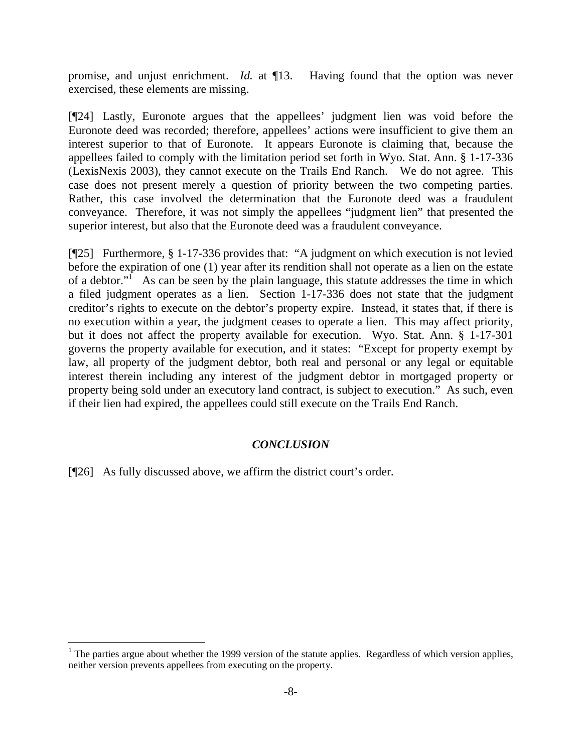promise, and unjust enrichment. *Id.* at ¶13. Having found that the option was never exercised, these elements are missing.

[¶24] Lastly, Euronote argues that the appellees' judgment lien was void before the Euronote deed was recorded; therefore, appellees' actions were insufficient to give them an interest superior to that of Euronote. It appears Euronote is claiming that, because the appellees failed to comply with the limitation period set forth in Wyo. Stat. Ann. § 1-17-336 (LexisNexis 2003), they cannot execute on the Trails End Ranch. We do not agree. This case does not present merely a question of priority between the two competing parties. Rather, this case involved the determination that the Euronote deed was a fraudulent conveyance. Therefore, it was not simply the appellees "judgment lien" that presented the superior interest, but also that the Euronote deed was a fraudulent conveyance.

[¶25] Furthermore, § 1-17-336 provides that: "A judgment on which execution is not levied before the expiration of one (1) year after its rendition shall not operate as a lien on the estate of a debtor."[1] As can be seen by the plain language, this statute addresses the time in which a filed judgment operates as a lien. Section 1-17-336 does not state that the judgment creditor's rights to execute on the debtor's property expire. Instead, it states that, if there is no execution within a year, the judgment ceases to operate a lien. This may affect priority, but it does not affect the property available for execution. Wyo. Stat. Ann. § 1-17-301 governs the property available for execution, and it states: "Except for property exempt by law, all property of the judgment debtor, both real and personal or any legal or equitable interest therein including any interest of the judgment debtor in mortgaged property or property being sold under an executory land contract, is subject to execution." As such, even if their lien had expired, the appellees could still execute on the Trails End Ranch.

## *CONCLUSION*

[¶26] As fully discussed above, we affirm the district court's order.

---

[1] The parties argue about whether the 1999 version of the statute applies. Regardless of which version applies, neither version prevents appellees from executing on the property.